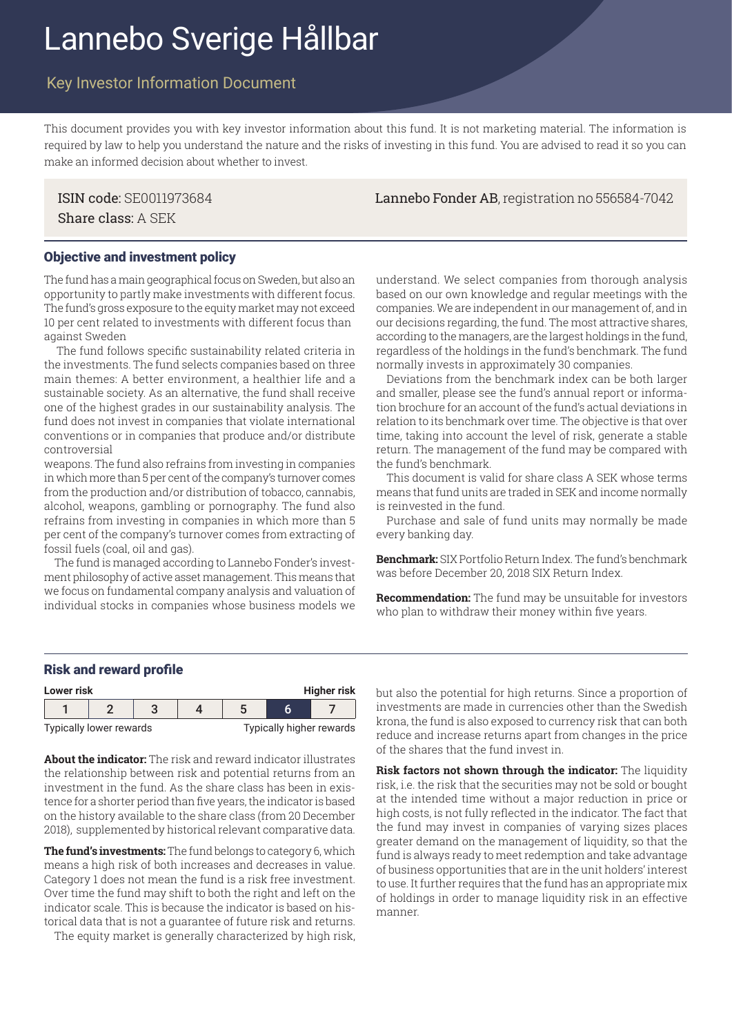# Lannebo Sverige Hållbar

## Key Investor Information Document

This document provides you with key investor information about this fund. It is not marketing material. The information is required by law to help you understand the nature and the risks of investing in this fund. You are advised to read it so you can make an informed decision about whether to invest.

ISIN code: SE0011973684
Share class: A SEK

**Lannebo Fonder AB**, registration no 556584-7042

### Objective and investment policy

The fund has a main geographical focus on Sweden, but also an opportunity to partly make investments with different focus. The fund's gross exposure to the equity market may not exceed 10 per cent related to investments with different focus than against Sweden

The fund follows specific sustainability related criteria in the investments. The fund selects companies based on three main themes: A better environment, a healthier life and a sustainable society. As an alternative, the fund shall receive one of the highest grades in our sustainability analysis. The fund does not invest in companies that violate international conventions or in companies that produce and/or distribute controversial weapons. The fund also refrains from investing in companies in which more than 5 per cent of the company's turnover comes from the production and/or distribution of tobacco, cannabis, alcohol, weapons, gambling or pornography. The fund also refrains from investing in companies in which more than 5 per cent of the company's turnover comes from extracting of fossil fuels (coal, oil and gas).

The fund is managed according to Lannebo Fonder's investment philosophy of active asset management. This means that we focus on fundamental company analysis and valuation of individual stocks in companies whose business models we understand. We select companies from thorough analysis based on our own knowledge and regular meetings with the companies. We are independent in our management of, and in our decisions regarding, the fund. The most attractive shares, according to the managers, are the largest holdings in the fund, regardless of the holdings in the fund's benchmark. The fund normally invests in approximately 30 companies.

Deviations from the benchmark index can be both larger and smaller, please see the fund's annual report or information brochure for an account of the fund's actual deviations in relation to its benchmark over time. The objective is that over time, taking into account the level of risk, generate a stable return. The management of the fund may be compared with the fund's benchmark.

This document is valid for share class A SEK whose terms means that fund units are traded in SEK and income normally is reinvested in the fund.

Purchase and sale of fund units may normally be made every banking day.

**Benchmark:** SIX Portfolio Return Index. The fund's benchmark was before December 20, 2018 SIX Return Index.

**Recommendation:** The fund may be unsuitable for investors who plan to withdraw their money within five years.

### Risk and reward profile

| Lower risk | | | | | | Higher risk |
|---|---|---|---|---|---|---|
| 1 | 2 | 3 | 4 | 5 | **6** | 7 |
| Typically lower rewards | | | | | | Typically higher rewards |

**About the indicator:** The risk and reward indicator illustrates the relationship between risk and potential returns from an investment in the fund. As the share class has been in existence for a shorter period than five years, the indicator is based on the history available to the share class (from 20 December 2018), supplemented by historical relevant comparative data.

**The fund's investments:** The fund belongs to category 6, which means a high risk of both increases and decreases in value. Category 1 does not mean the fund is a risk free investment. Over time the fund may shift to both the right and left on the indicator scale. This is because the indicator is based on historical data that is not a guarantee of future risk and returns.

The equity market is generally characterized by high risk, but also the potential for high returns. Since a proportion of investments are made in currencies other than the Swedish krona, the fund is also exposed to currency risk that can both reduce and increase returns apart from changes in the price of the shares that the fund invest in.

**Risk factors not shown through the indicator:** The liquidity risk, i.e. the risk that the securities may not be sold or bought at the intended time without a major reduction in price or high costs, is not fully reflected in the indicator. The fact that the fund may invest in companies of varying sizes places greater demand on the management of liquidity, so that the fund is always ready to meet redemption and take advantage of business opportunities that are in the unit holders' interest to use. It further requires that the fund has an appropriate mix of holdings in order to manage liquidity risk in an effective manner.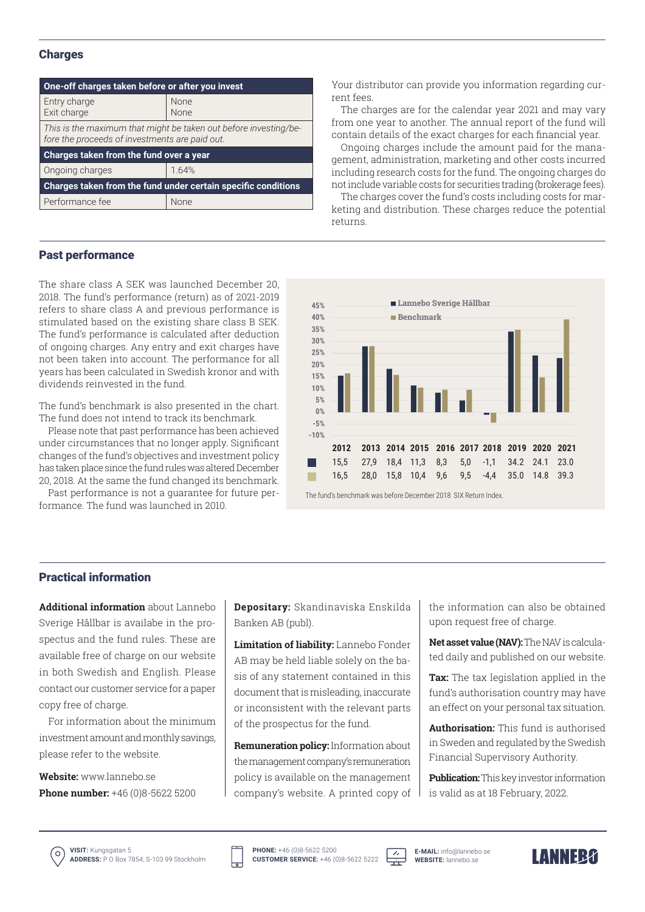## Charges

| One-off charges taken before or after you invest | |
|---|---|
| Entry charge | None |
| Exit charge | None |
| *This is the maximum that might be taken out before investing/before the proceeds of investments are paid out.* | |
| **Charges taken from the fund over a year** | |
| Ongoing charges | 1.64% |
| **Charges taken from the fund under certain specific conditions** | |
| Performance fee | None |

Your distributor can provide you information regarding current fees.

The charges are for the calendar year 2021 and may vary from one year to another. The annual report of the fund will contain details of the exact charges for each financial year.

Ongoing charges include the amount paid for the management, administration, marketing and other costs incurred including research costs for the fund. The ongoing charges do not include variable costs for securities trading (brokerage fees).

The charges cover the fund's costs including costs for marketing and distribution. These charges reduce the potential returns.

## Past performance

The share class A SEK was launched December 20, 2018. The fund's performance (return) as of 2021-2019 refers to share class A and previous performance is stimulated based on the existing share class B SEK. The fund's performance is calculated after deduction of ongoing charges. Any entry and exit charges have not been taken into account. The performance for all years has been calculated in Swedish kronor and with dividends reinvested in the fund.

The fund's benchmark is also presented in the chart. The fund does not intend to track its benchmark.

Please note that past performance has been achieved under circumstances that no longer apply. Significant changes of the fund's objectives and investment policy has taken place since the fund rules was altered December 20, 2018. At the same the fund changed its benchmark.

Past performance is not a guarantee for future performance. The fund was launched in 2010.

Lannebo Sverige Hållbar
Benchmark

45% 40% 35% 30% 25% 20% 15% 10% 5% 0% -5% -10%

2012 2013 2014 2015 2016 2017 2018 2019 2020 2021
15,5 27,9 18,4 11,3 8,3 5,0 -1,1 34.2 24.1 23.0
16,5 28,0 15,8 10,4 9,6 9,5 -4,4 35.0 14.8 39.3

The fund's benchmark was before December 2018 SIX Return Index.

## Practical information

**Additional information** about Lannebo Sverige Hållbar is availabe in the prospectus and the fund rules. These are available free of charge on our website in both Swedish and English. Please contact our customer service for a paper copy free of charge.

For information about the minimum investment amount and monthly savings, please refer to the website.

**Website:** www.lannebo.se
**Phone number:** +46 (0)8-5622 5200

**Depositary:** Skandinaviska Enskilda Banken AB (publ).

**Limitation of liability:** Lannebo Fonder AB may be held liable solely on the basis of any statement contained in this document that is misleading, inaccurate or inconsistent with the relevant parts of the prospectus for the fund.

**Remuneration policy:** Information about the management company's remuneration policy is available on the management company's website. A printed copy of the information can also be obtained upon request free of charge.

**Net asset value (NAV):** The NAV is calculated daily and published on our website.

**Tax:** The tax legislation applied in the fund's authorisation country may have an effect on your personal tax situation.

**Authorisation:** This fund is authorised in Sweden and regulated by the Swedish Financial Supervisory Authority.

**Publication:** This key investor information is valid as at 18 February, 2022.

**VISIT:** Kungsgatan 5
**ADDRESS:** P O Box 7854, S-103 99 Stockholm

**PHONE:** +46 (0)8-5622 5200
**CUSTOMER SERVICE:** +46 (0)8-5622 5222

**E-MAIL:** info@lannebo.se
**WEBSITE:** lannebo.se

LANNEBO